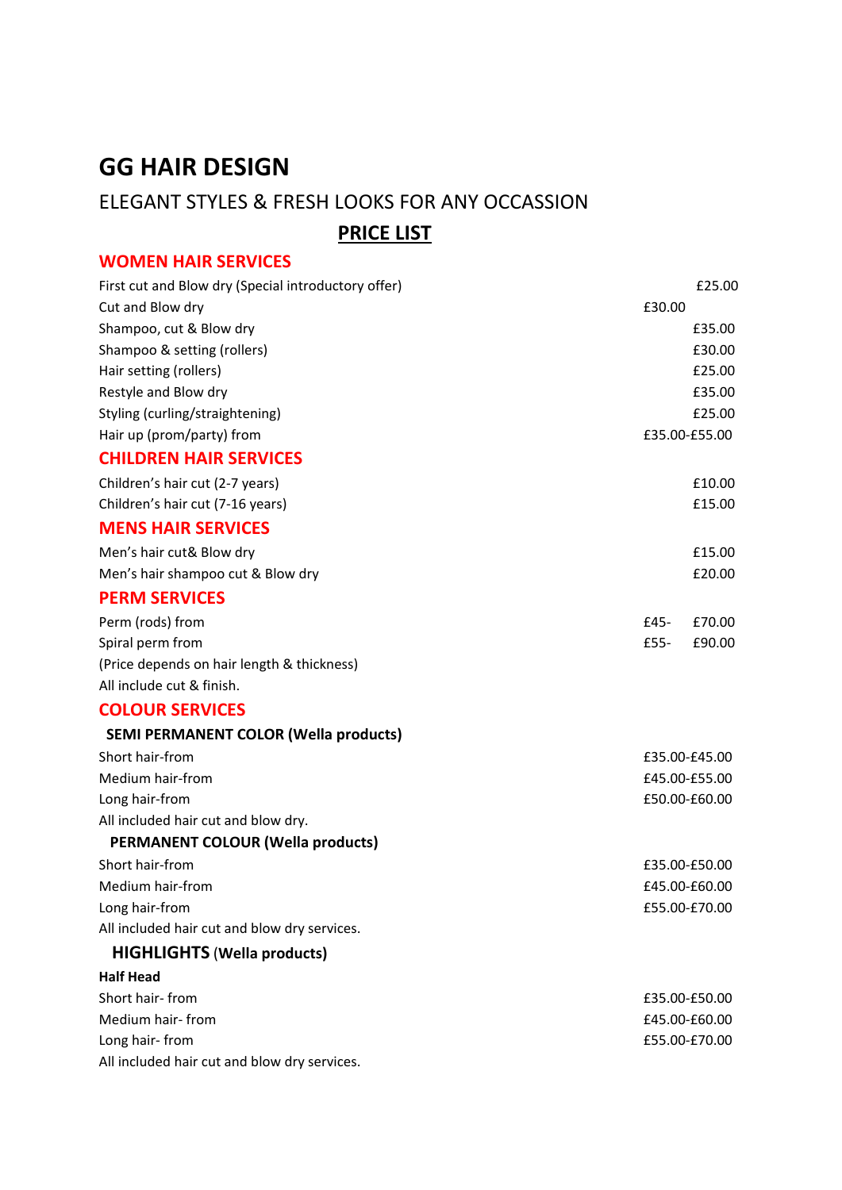# GG HAIR DESIGN

ELEGANT STYLES & FRESH LOOKS FOR ANY OCCASSION

## PRICE LIST

## WOMEN HAIR SERVICES

| Service | Price |
|---|---|
| First cut and Blow dry (Special introductory offer) | £25.00 |
| Cut and Blow dry | £30.00 |
| Shampoo, cut & Blow dry | £35.00 |
| Shampoo & setting (rollers) | £30.00 |
| Hair setting (rollers) | £25.00 |
| Restyle and Blow dry | £35.00 |
| Styling (curling/straightening) | £25.00 |
| Hair up (prom/party) from | £35.00-£55.00 |

## CHILDREN HAIR SERVICES

| Service | Price |
|---|---|
| Children's hair cut (2-7 years) | £10.00 |
| Children's hair cut (7-16 years) | £15.00 |

## MENS HAIR SERVICES

| Service | Price |
|---|---|
| Men's hair cut& Blow dry | £15.00 |
| Men's hair shampoo cut & Blow dry | £20.00 |

## PERM SERVICES

| Service | Price |
|---|---|
| Perm (rods) from | £45- £70.00 |
| Spiral perm from | £55- £90.00 |

(Price depends on hair length & thickness)

All include cut & finish.

## COLOUR SERVICES

### SEMI PERMANENT COLOR (Wella products)

| Service | Price |
|---|---|
| Short hair-from | £35.00-£45.00 |
| Medium hair-from | £45.00-£55.00 |
| Long hair-from | £50.00-£60.00 |

All included hair cut and blow dry.

### PERMANENT COLOUR (Wella products)

| Service | Price |
|---|---|
| Short hair-from | £35.00-£50.00 |
| Medium hair-from | £45.00-£60.00 |
| Long hair-from | £55.00-£70.00 |

All included hair cut and blow dry services.

### HIGHLIGHTS (Wella products)

**Half Head**

| Service | Price |
|---|---|
| Short hair- from | £35.00-£50.00 |
| Medium hair- from | £45.00-£60.00 |
| Long hair- from | £55.00-£70.00 |

All included hair cut and blow dry services.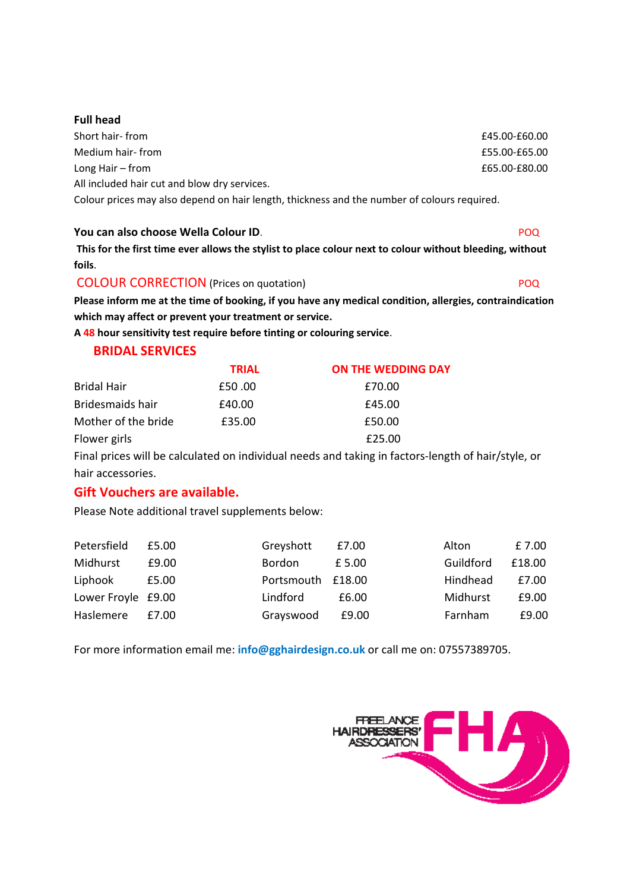**Full head**

| | |
|---|---|
| Short hair- from | £45.00-£60.00 |
| Medium hair- from | £55.00-£65.00 |
| Long Hair – from | £65.00-£80.00 |

All included hair cut and blow dry services.

Colour prices may also depend on hair length, thickness and the number of colours required.

**You can also choose Wella Colour ID.** POQ

**This for the first time ever allows the stylist to place colour next to colour without bleeding, without foils.**

COLOUR CORRECTION (Prices on quotation) POQ

**Please inform me at the time of booking, if you have any medical condition, allergies, contraindication which may affect or prevent your treatment or service.**

**A 48 hour sensitivity test require before tinting or colouring service.**

## BRIDAL SERVICES

| | TRIAL | ON THE WEDDING DAY |
|---|---|---|
| Bridal Hair | £50 .00 | £70.00 |
| Bridesmaids hair | £40.00 | £45.00 |
| Mother of the bride | £35.00 | £50.00 |
| Flower girls | | £25.00 |

Final prices will be calculated on individual needs and taking in factors-length of hair/style, or hair accessories.

## Gift Vouchers are available.

Please Note additional travel supplements below:

| | | | | | |
|---|---|---|---|---|---|
| Petersfield | £5.00 | Greyshott | £7.00 | Alton | £ 7.00 |
| Midhurst | £9.00 | Bordon | £ 5.00 | Guildford | £18.00 |
| Liphook | £5.00 | Portsmouth | £18.00 | Hindhead | £7.00 |
| Lower Froyle | £9.00 | Lindford | £6.00 | Midhurst | £9.00 |
| Haslemere | £7.00 | Grayswood | £9.00 | Farnham | £9.00 |

For more information email me: **info@gghairdesign.co.uk** or call me on: 07557389705.

FREELANCE HAIRDRESSERS' ASSOCIATION FHA